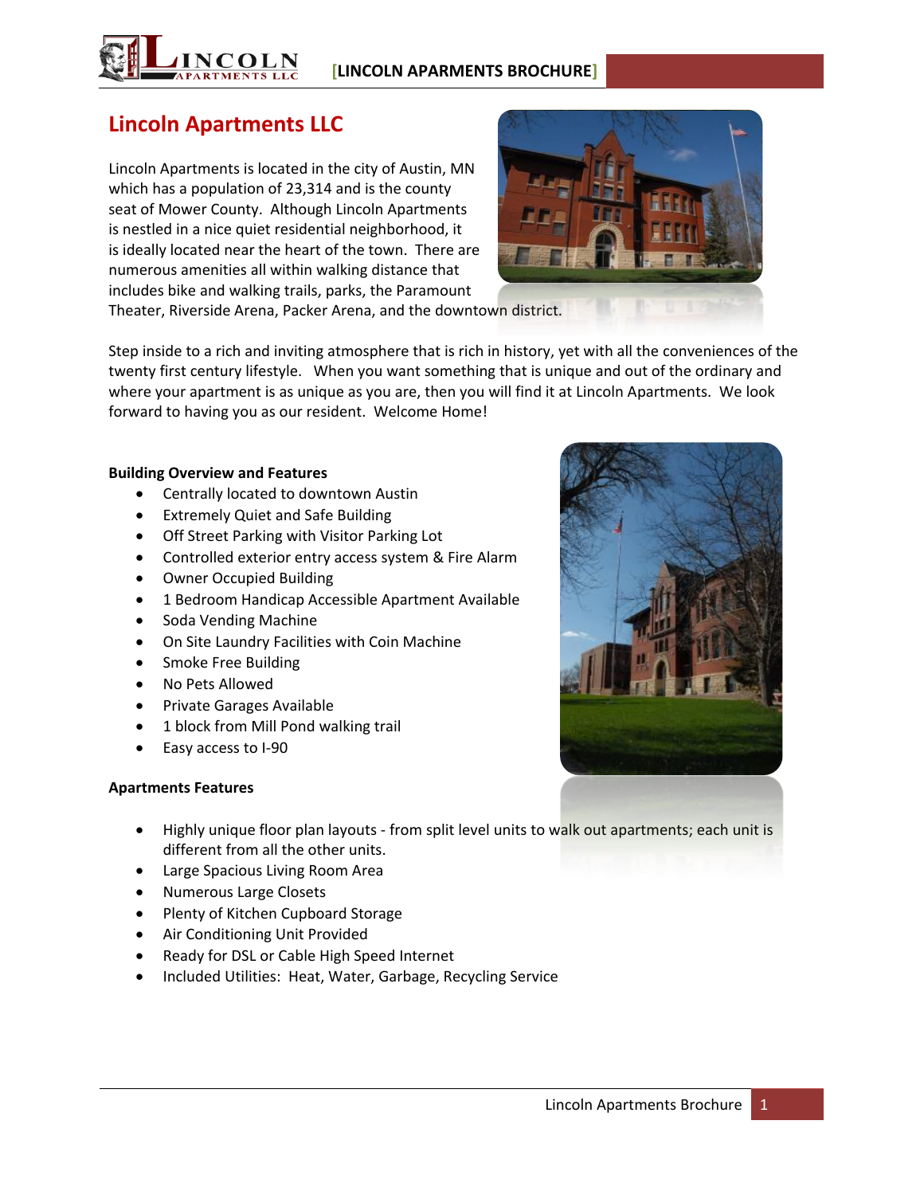# Lincoln Apartments LLC

Lincoln Apartments is located in the city of Austin, MN which has a population of 23,314 and is the county seat of Mower County. Although Lincoln Apartments is nestled in a nice quiet residential neighborhood, it is ideally located near the heart of the town. There are numerous amenities all within walking distance that includes bike and walking trails, parks, the Paramount Theater, Riverside Arena, Packer Arena, and the downtown district.

Step inside to a rich and inviting atmosphere that is rich in history, yet with all the conveniences of the twenty first century lifestyle. When you want something that is unique and out of the ordinary and where your apartment is as unique as you are, then you will find it at Lincoln Apartments. We look forward to having you as our resident. Welcome Home!

**Building Overview and Features**

- Centrally located to downtown Austin
- Extremely Quiet and Safe Building
- Off Street Parking with Visitor Parking Lot
- Controlled exterior entry access system & Fire Alarm
- Owner Occupied Building
- 1 Bedroom Handicap Accessible Apartment Available
- Soda Vending Machine
- On Site Laundry Facilities with Coin Machine
- Smoke Free Building
- No Pets Allowed
- Private Garages Available
- 1 block from Mill Pond walking trail
- Easy access to I-90

**Apartments Features**

- Highly unique floor plan layouts - from split level units to walk out apartments; each unit is different from all the other units.
- Large Spacious Living Room Area
- Numerous Large Closets
- Plenty of Kitchen Cupboard Storage
- Air Conditioning Unit Provided
- Ready for DSL or Cable High Speed Internet
- Included Utilities: Heat, Water, Garbage, Recycling Service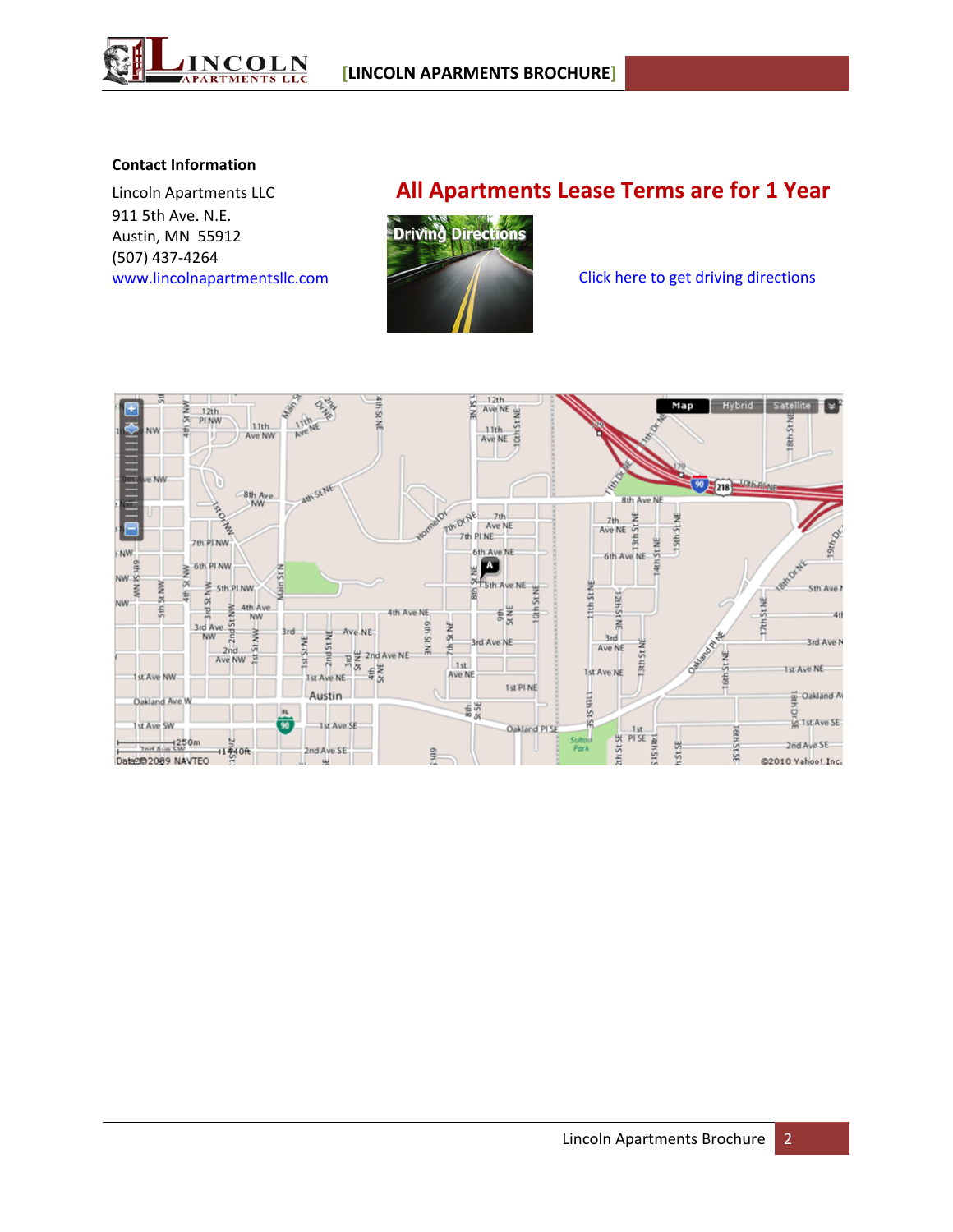**Contact Information**

Lincoln Apartments LLC
911 5th Ave. N.E.
Austin, MN 55912
(507) 437-4264
www.lincolnapartmentsllc.com

## All Apartments Lease Terms are for 1 Year

Click here to get driving directions